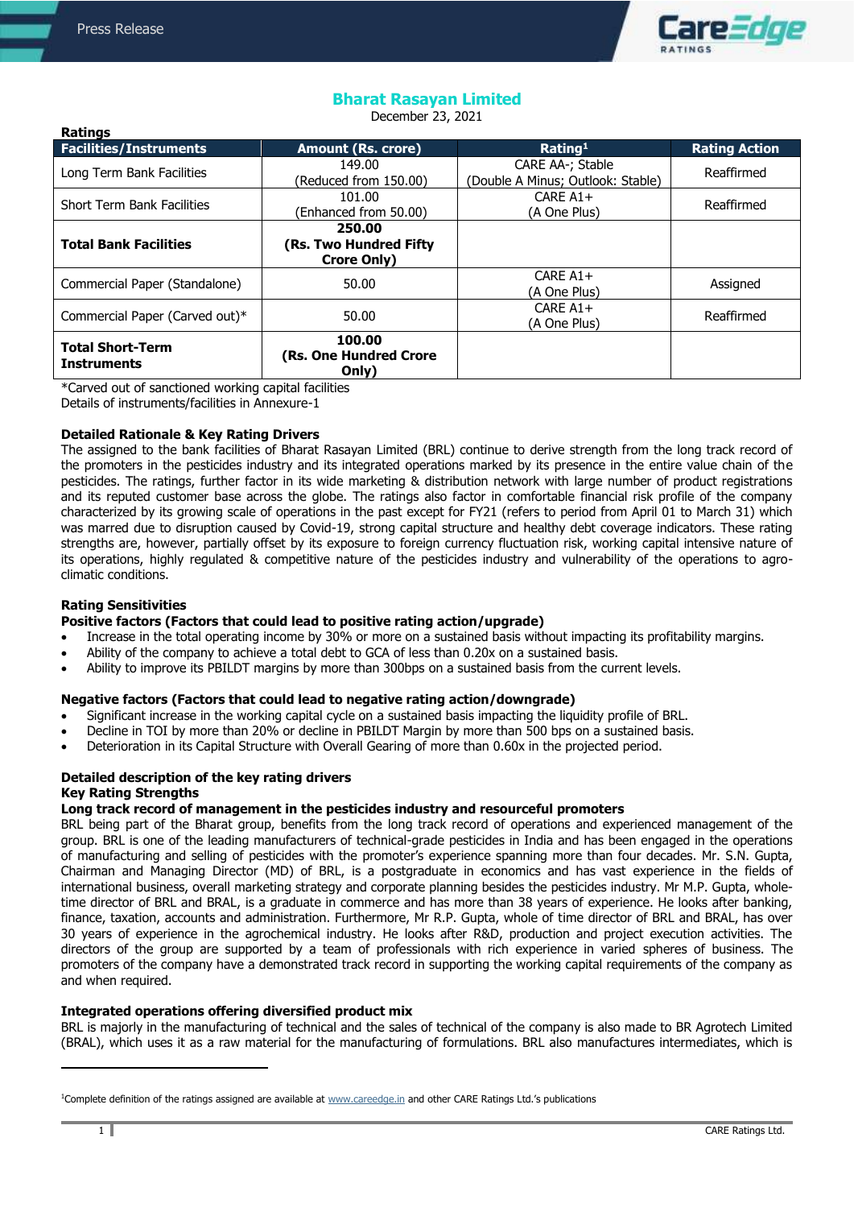# Bharat Rasayan Limited

December 23, 2021

**Ratings**

| Facilities/Instruments | Amount (Rs. crore) | Rating[1] | Rating Action |
|---|---|---|---|
| Long Term Bank Facilities | 149.00 (Reduced from 150.00) | CARE AA-; Stable (Double A Minus; Outlook: Stable) | Reaffirmed |
| Short Term Bank Facilities | 101.00 (Enhanced from 50.00) | CARE A1+ (A One Plus) | Reaffirmed |
| **Total Bank Facilities** | **250.00 (Rs. Two Hundred Fifty Crore Only)** | | |
| Commercial Paper (Standalone) | 50.00 | CARE A1+ (A One Plus) | Assigned |
| Commercial Paper (Carved out)* | 50.00 | CARE A1+ (A One Plus) | Reaffirmed |
| **Total Short-Term Instruments** | **100.00 (Rs. One Hundred Crore Only)** | | |

*Carved out of sanctioned working capital facilities

Details of instruments/facilities in Annexure-1

### Detailed Rationale & Key Rating Drivers

The assigned to the bank facilities of Bharat Rasayan Limited (BRL) continue to derive strength from the long track record of the promoters in the pesticides industry and its integrated operations marked by its presence in the entire value chain of the pesticides. The ratings, further factor in its wide marketing & distribution network with large number of product registrations and its reputed customer base across the globe. The ratings also factor in comfortable financial risk profile of the company characterized by its growing scale of operations in the past except for FY21 (refers to period from April 01 to March 31) which was marred due to disruption caused by Covid-19, strong capital structure and healthy debt coverage indicators. These rating strengths are, however, partially offset by its exposure to foreign currency fluctuation risk, working capital intensive nature of its operations, highly regulated & competitive nature of the pesticides industry and vulnerability of the operations to agro-climatic conditions.

### Rating Sensitivities

**Positive factors (Factors that could lead to positive rating action/upgrade)**

- Increase in the total operating income by 30% or more on a sustained basis without impacting its profitability margins.
- Ability of the company to achieve a total debt to GCA of less than 0.20x on a sustained basis.
- Ability to improve its PBILDT margins by more than 300bps on a sustained basis from the current levels.

**Negative factors (Factors that could lead to negative rating action/downgrade)**

- Significant increase in the working capital cycle on a sustained basis impacting the liquidity profile of BRL.
- Decline in TOI by more than 20% or decline in PBILDT Margin by more than 500 bps on a sustained basis.
- Deterioration in its Capital Structure with Overall Gearing of more than 0.60x in the projected period.

### Detailed description of the key rating drivers

**Key Rating Strengths**

**Long track record of management in the pesticides industry and resourceful promoters**

BRL being part of the Bharat group, benefits from the long track record of operations and experienced management of the group. BRL is one of the leading manufacturers of technical-grade pesticides in India and has been engaged in the operations of manufacturing and selling of pesticides with the promoter's experience spanning more than four decades. Mr. S.N. Gupta, Chairman and Managing Director (MD) of BRL, is a postgraduate in economics and has vast experience in the fields of international business, overall marketing strategy and corporate planning besides the pesticides industry. Mr M.P. Gupta, whole-time director of BRL and BRAL, is a graduate in commerce and has more than 38 years of experience. He looks after banking, finance, taxation, accounts and administration. Furthermore, Mr R.P. Gupta, whole of time director of BRL and BRAL, has over 30 years of experience in the agrochemical industry. He looks after R&D, production and project execution activities. The directors of the group are supported by a team of professionals with rich experience in varied spheres of business. The promoters of the company have a demonstrated track record in supporting the working capital requirements of the company as and when required.

**Integrated operations offering diversified product mix**

BRL is majorly in the manufacturing of technical and the sales of technical of the company is also made to BR Agrotech Limited (BRAL), which uses it as a raw material for the manufacturing of formulations. BRL also manufactures intermediates, which is

---

[1]Complete definition of the ratings assigned are available at www.careedge.in and other CARE Ratings Ltd.'s publications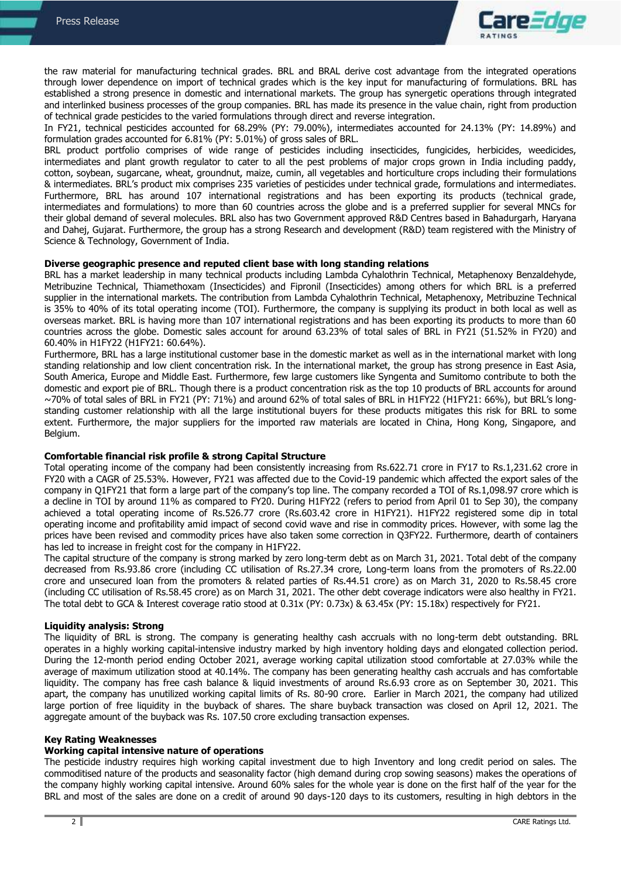the raw material for manufacturing technical grades. BRL and BRAL derive cost advantage from the integrated operations through lower dependence on import of technical grades which is the key input for manufacturing of formulations. BRL has established a strong presence in domestic and international markets. The group has synergetic operations through integrated and interlinked business processes of the group companies. BRL has made its presence in the value chain, right from production of technical grade pesticides to the varied formulations through direct and reverse integration.

In FY21, technical pesticides accounted for 68.29% (PY: 79.00%), intermediates accounted for 24.13% (PY: 14.89%) and formulation grades accounted for 6.81% (PY: 5.01%) of gross sales of BRL.

BRL product portfolio comprises of wide range of pesticides including insecticides, fungicides, herbicides, weedicides, intermediates and plant growth regulator to cater to all the pest problems of major crops grown in India including paddy, cotton, soybean, sugarcane, wheat, groundnut, maize, cumin, all vegetables and horticulture crops including their formulations & intermediates. BRL's product mix comprises 235 varieties of pesticides under technical grade, formulations and intermediates. Furthermore, BRL has around 107 international registrations and has been exporting its products (technical grade, intermediates and formulations) to more than 60 countries across the globe and is a preferred supplier for several MNCs for their global demand of several molecules. BRL also has two Government approved R&D Centres based in Bahadurgarh, Haryana and Dahej, Gujarat. Furthermore, the group has a strong Research and development (R&D) team registered with the Ministry of Science & Technology, Government of India.

**Diverse geographic presence and reputed client base with long standing relations**

BRL has a market leadership in many technical products including Lambda Cyhalothrin Technical, Metaphenoxy Benzaldehyde, Metribuzine Technical, Thiamethoxam (Insecticides) and Fipronil (Insecticides) among others for which BRL is a preferred supplier in the international markets. The contribution from Lambda Cyhalothrin Technical, Metaphenoxy, Metribuzine Technical is 35% to 40% of its total operating income (TOI). Furthermore, the company is supplying its product in both local as well as overseas market. BRL is having more than 107 international registrations and has been exporting its products to more than 60 countries across the globe. Domestic sales account for around 63.23% of total sales of BRL in FY21 (51.52% in FY20) and 60.40% in H1FY22 (H1FY21: 60.64%).

Furthermore, BRL has a large institutional customer base in the domestic market as well as in the international market with long standing relationship and low client concentration risk. In the international market, the group has strong presence in East Asia, South America, Europe and Middle East. Furthermore, few large customers like Syngenta and Sumitomo contribute to both the domestic and export pie of BRL. Though there is a product concentration risk as the top 10 products of BRL accounts for around ~70% of total sales of BRL in FY21 (PY: 71%) and around 62% of total sales of BRL in H1FY22 (H1FY21: 66%), but BRL's long-standing customer relationship with all the large institutional buyers for these products mitigates this risk for BRL to some extent. Furthermore, the major suppliers for the imported raw materials are located in China, Hong Kong, Singapore, and Belgium.

**Comfortable financial risk profile & strong Capital Structure**

Total operating income of the company had been consistently increasing from Rs.622.71 crore in FY17 to Rs.1,231.62 crore in FY20 with a CAGR of 25.53%. However, FY21 was affected due to the Covid-19 pandemic which affected the export sales of the company in Q1FY21 that form a large part of the company's top line. The company recorded a TOI of Rs.1,098.97 crore which is a decline in TOI by around 11% as compared to FY20. During H1FY22 (refers to period from April 01 to Sep 30), the company achieved a total operating income of Rs.526.77 crore (Rs.603.42 crore in H1FY21). H1FY22 registered some dip in total operating income and profitability amid impact of second covid wave and rise in commodity prices. However, with some lag the prices have been revised and commodity prices have also taken some correction in Q3FY22. Furthermore, dearth of containers has led to increase in freight cost for the company in H1FY22.

The capital structure of the company is strong marked by zero long-term debt as on March 31, 2021. Total debt of the company decreased from Rs.93.86 crore (including CC utilisation of Rs.27.34 crore, Long-term loans from the promoters of Rs.22.00 crore and unsecured loan from the promoters & related parties of Rs.44.51 crore) as on March 31, 2020 to Rs.58.45 crore (including CC utilisation of Rs.58.45 crore) as on March 31, 2021. The other debt coverage indicators were also healthy in FY21. The total debt to GCA & Interest coverage ratio stood at 0.31x (PY: 0.73x) & 63.45x (PY: 15.18x) respectively for FY21.

**Liquidity analysis: Strong**

The liquidity of BRL is strong. The company is generating healthy cash accruals with no long-term debt outstanding. BRL operates in a highly working capital-intensive industry marked by high inventory holding days and elongated collection period. During the 12-month period ending October 2021, average working capital utilization stood comfortable at 27.03% while the average of maximum utilization stood at 40.14%. The company has been generating healthy cash accruals and has comfortable liquidity. The company has free cash balance & liquid investments of around Rs.6.93 crore as on September 30, 2021. This apart, the company has unutilized working capital limits of Rs. 80-90 crore. Earlier in March 2021, the company had utilized large portion of free liquidity in the buyback of shares. The share buyback transaction was closed on April 12, 2021. The aggregate amount of the buyback was Rs. 107.50 crore excluding transaction expenses.

**Key Rating Weaknesses**

**Working capital intensive nature of operations**

The pesticide industry requires high working capital investment due to high Inventory and long credit period on sales. The commoditised nature of the products and seasonality factor (high demand during crop sowing seasons) makes the operations of the company highly working capital intensive. Around 60% sales for the whole year is done on the first half of the year for the BRL and most of the sales are done on a credit of around 90 days-120 days to its customers, resulting in high debtors in the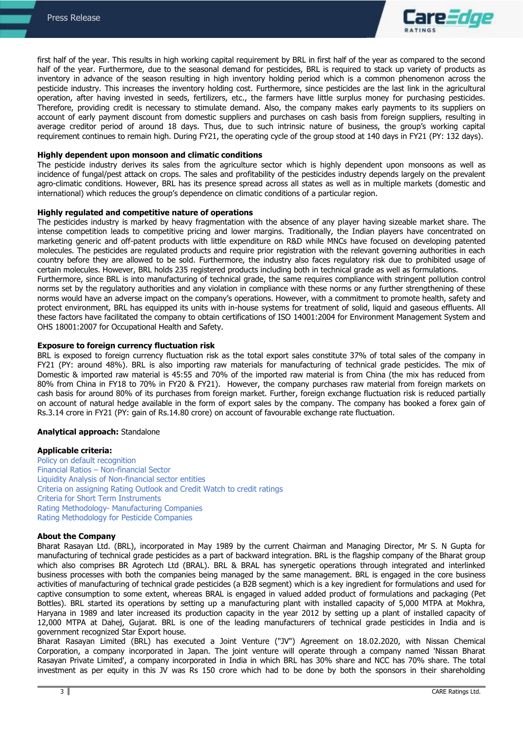first half of the year. This results in high working capital requirement by BRL in first half of the year as compared to the second half of the year. Furthermore, due to the seasonal demand for pesticides, BRL is required to stack up variety of products as inventory in advance of the season resulting in high inventory holding period which is a common phenomenon across the pesticide industry. This increases the inventory holding cost. Furthermore, since pesticides are the last link in the agricultural operation, after having invested in seeds, fertilizers, etc., the farmers have little surplus money for purchasing pesticides. Therefore, providing credit is necessary to stimulate demand. Also, the company makes early payments to its suppliers on account of early payment discount from domestic suppliers and purchases on cash basis from foreign suppliers, resulting in average creditor period of around 18 days. Thus, due to such intrinsic nature of business, the group's working capital requirement continues to remain high. During FY21, the operating cycle of the group stood at 140 days in FY21 (PY: 132 days).

**Highly dependent upon monsoon and climatic conditions**

The pesticide industry derives its sales from the agriculture sector which is highly dependent upon monsoons as well as incidence of fungal/pest attack on crops. The sales and profitability of the pesticides industry depends largely on the prevalent agro-climatic conditions. However, BRL has its presence spread across all states as well as in multiple markets (domestic and international) which reduces the group's dependence on climatic conditions of a particular region.

**Highly regulated and competitive nature of operations**

The pesticides industry is marked by heavy fragmentation with the absence of any player having sizeable market share. The intense competition leads to competitive pricing and lower margins. Traditionally, the Indian players have concentrated on marketing generic and off-patent products with little expenditure on R&D while MNCs have focused on developing patented molecules. The pesticides are regulated products and require prior registration with the relevant governing authorities in each country before they are allowed to be sold. Furthermore, the industry also faces regulatory risk due to prohibited usage of certain molecules. However, BRL holds 235 registered products including both in technical grade as well as formulations.

Furthermore, since BRL is into manufacturing of technical grade, the same requires compliance with stringent pollution control norms set by the regulatory authorities and any violation in compliance with these norms or any further strengthening of these norms would have an adverse impact on the company's operations. However, with a commitment to promote health, safety and protect environment, BRL has equipped its units with in-house systems for treatment of solid, liquid and gaseous effluents. All these factors have facilitated the company to obtain certifications of ISO 14001:2004 for Environment Management System and OHS 18001:2007 for Occupational Health and Safety.

**Exposure to foreign currency fluctuation risk**

BRL is exposed to foreign currency fluctuation risk as the total export sales constitute 37% of total sales of the company in FY21 (PY: around 48%). BRL is also importing raw materials for manufacturing of technical grade pesticides. The mix of Domestic & imported raw material is 45:55 and 70% of the imported raw material is from China (the mix has reduced from 80% from China in FY18 to 70% in FY20 & FY21). However, the company purchases raw material from foreign markets on cash basis for around 80% of its purchases from foreign market. Further, foreign exchange fluctuation risk is reduced partially on account of natural hedge available in the form of export sales by the company. The company has booked a forex gain of Rs.3.14 crore in FY21 (PY: gain of Rs.14.80 crore) on account of favourable exchange rate fluctuation.

**Analytical approach:** Standalone

**Applicable criteria:**

Policy on default recognition
Financial Ratios – Non-financial Sector
Liquidity Analysis of Non-financial sector entities
Criteria on assigning Rating Outlook and Credit Watch to credit ratings
Criteria for Short Term Instruments
Rating Methodology- Manufacturing Companies
Rating Methodology for Pesticide Companies

**About the Company**

Bharat Rasayan Ltd. (BRL), incorporated in May 1989 by the current Chairman and Managing Director, Mr S. N Gupta for manufacturing of technical grade pesticides as a part of backward integration. BRL is the flagship company of the Bharat group which also comprises BR Agrotech Ltd (BRAL). BRL & BRAL has synergetic operations through integrated and interlinked business processes with both the companies being managed by the same management. BRL is engaged in the core business activities of manufacturing of technical grade pesticides (a B2B segment) which is a key ingredient for formulations and used for captive consumption to some extent, whereas BRAL is engaged in valued added product of formulations and packaging (Pet Bottles). BRL started its operations by setting up a manufacturing plant with installed capacity of 5,000 MTPA at Mokhra, Haryana in 1989 and later increased its production capacity in the year 2012 by setting up a plant of installed capacity of 12,000 MTPA at Dahej, Gujarat. BRL is one of the leading manufacturers of technical grade pesticides in India and is government recognized Star Export house.

Bharat Rasayan Limited (BRL) has executed a Joint Venture ("JV") Agreement on 18.02.2020, with Nissan Chemical Corporation, a company incorporated in Japan. The joint venture will operate through a company named 'Nissan Bharat Rasayan Private Limited', a company incorporated in India in which BRL has 30% share and NCC has 70% share. The total investment as per equity in this JV was Rs 150 crore which had to be done by both the sponsors in their shareholding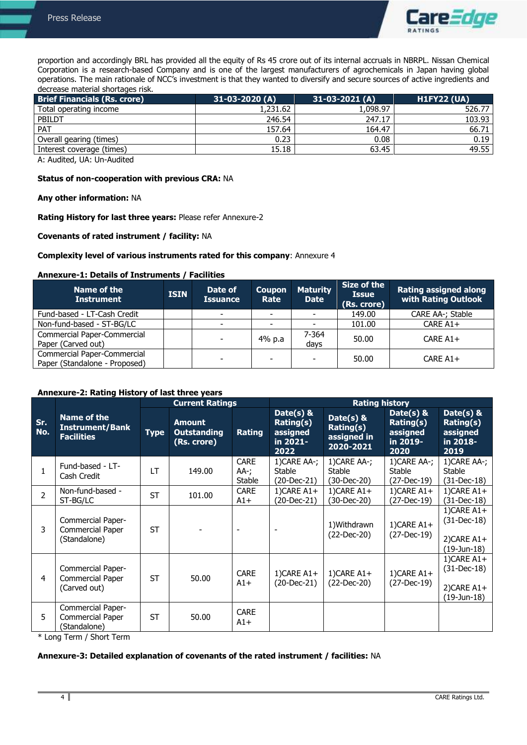proportion and accordingly BRL has provided all the equity of Rs 45 crore out of its internal accruals in NBRPL. Nissan Chemical Corporation is a research-based Company and is one of the largest manufacturers of agrochemicals in Japan having global operations. The main rationale of NCC's investment is that they wanted to diversify and secure sources of active ingredients and decrease material shortages risk.

| Brief Financials (Rs. crore) | 31-03-2020 (A) | 31-03-2021 (A) | H1FY22 (UA) |
|---|---|---|---|
| Total operating income | 1,231.62 | 1,098.97 | 526.77 |
| PBILDT | 246.54 | 247.17 | 103.93 |
| PAT | 157.64 | 164.47 | 66.71 |
| Overall gearing (times) | 0.23 | 0.08 | 0.19 |
| Interest coverage (times) | 15.18 | 63.45 | 49.55 |

A: Audited, UA: Un-Audited

**Status of non-cooperation with previous CRA:** NA

**Any other information:** NA

**Rating History for last three years:** Please refer Annexure-2

**Covenants of rated instrument / facility:** NA

**Complexity level of various instruments rated for this company**: Annexure 4

**Annexure-1: Details of Instruments / Facilities**

| Name of the Instrument | ISIN | Date of Issuance | Coupon Rate | Maturity Date | Size of the Issue (Rs. crore) | Rating assigned along with Rating Outlook |
|---|---|---|---|---|---|---|
| Fund-based - LT-Cash Credit | | - | - | - | 149.00 | CARE AA-; Stable |
| Non-fund-based - ST-BG/LC | | - | - | - | 101.00 | CARE A1+ |
| Commercial Paper-Commercial Paper (Carved out) | | - | 4% p.a | 7-364 days | 50.00 | CARE A1+ |
| Commercial Paper-Commercial Paper (Standalone - Proposed) | | - | - | - | 50.00 | CARE A1+ |

**Annexure-2: Rating History of last three years**

| Sr. No. | Name of the Instrument/Bank Facilities | Current Ratings | | | Rating history | | | |
|---|---|---|---|---|---|---|---|---|
| | | Type | Amount Outstanding (Rs. crore) | Rating | Date(s) & Rating(s) assigned in 2021-2022 | Date(s) & Rating(s) assigned in 2020-2021 | Date(s) & Rating(s) assigned in 2019-2020 | Date(s) & Rating(s) assigned in 2018-2019 |
| 1 | Fund-based - LT-Cash Credit | LT | 149.00 | CARE AA-; Stable | 1)CARE AA-; Stable (20-Dec-21) | 1)CARE AA-; Stable (30-Dec-20) | 1)CARE AA-; Stable (27-Dec-19) | 1)CARE AA-; Stable (31-Dec-18) |
| 2 | Non-fund-based - ST-BG/LC | ST | 101.00 | CARE A1+ | 1)CARE A1+ (20-Dec-21) | 1)CARE A1+ (30-Dec-20) | 1)CARE A1+ (27-Dec-19) | 1)CARE A1+ (31-Dec-18) |
| 3 | Commercial Paper-Commercial Paper (Standalone) | ST | - | - | - | 1)Withdrawn (22-Dec-20) | 1)CARE A1+ (27-Dec-19) | 1)CARE A1+ (31-Dec-18)<br><br>2)CARE A1+ (19-Jun-18) |
| 4 | Commercial Paper-Commercial Paper (Carved out) | ST | 50.00 | CARE A1+ | 1)CARE A1+ (20-Dec-21) | 1)CARE A1+ (22-Dec-20) | 1)CARE A1+ (27-Dec-19) | 1)CARE A1+ (31-Dec-18)<br><br>2)CARE A1+ (19-Jun-18) |
| 5 | Commercial Paper-Commercial Paper (Standalone) | ST | 50.00 | CARE A1+ | | | | |

* Long Term / Short Term

**Annexure-3: Detailed explanation of covenants of the rated instrument / facilities:** NA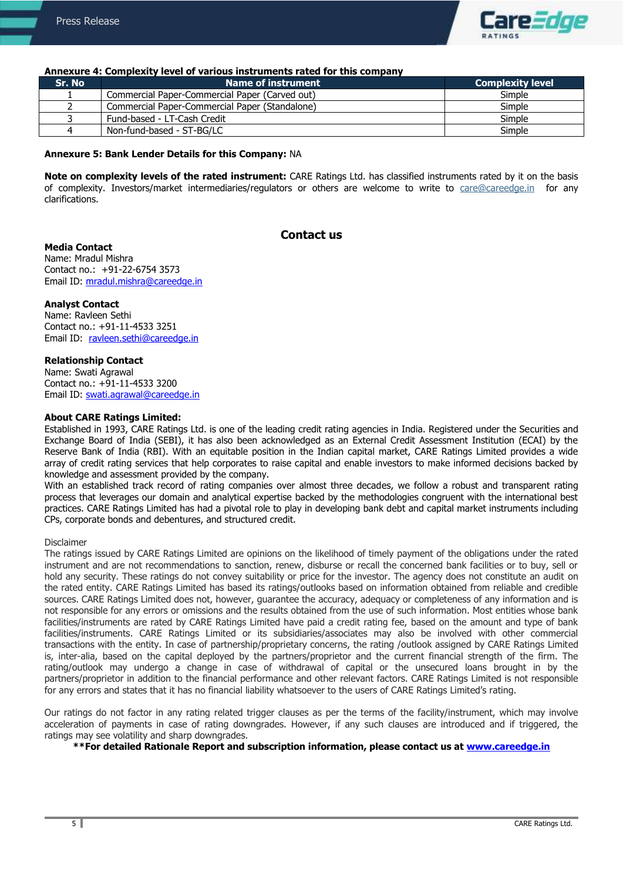**Annexure 4: Complexity level of various instruments rated for this company**

| Sr. No | Name of instrument | Complexity level |
| --- | --- | --- |
| 1 | Commercial Paper-Commercial Paper (Carved out) | Simple |
| 2 | Commercial Paper-Commercial Paper (Standalone) | Simple |
| 3 | Fund-based - LT-Cash Credit | Simple |
| 4 | Non-fund-based - ST-BG/LC | Simple |

**Annexure 5: Bank Lender Details for this Company:** NA

**Note on complexity levels of the rated instrument:** CARE Ratings Ltd. has classified instruments rated by it on the basis of complexity. Investors/market intermediaries/regulators or others are welcome to write to care@careedge.in for any clarifications.

## Contact us

**Media Contact**
Name: Mradul Mishra
Contact no.: +91-22-6754 3573
Email ID: mradul.mishra@careedge.in

**Analyst Contact**
Name: Ravleen Sethi
Contact no.: +91-11-4533 3251
Email ID: ravleen.sethi@careedge.in

**Relationship Contact**
Name: Swati Agrawal
Contact no.: +91-11-4533 3200
Email ID: swati.agrawal@careedge.in

**About CARE Ratings Limited:**
Established in 1993, CARE Ratings Ltd. is one of the leading credit rating agencies in India. Registered under the Securities and Exchange Board of India (SEBI), it has also been acknowledged as an External Credit Assessment Institution (ECAI) by the Reserve Bank of India (RBI). With an equitable position in the Indian capital market, CARE Ratings Limited provides a wide array of credit rating services that help corporates to raise capital and enable investors to make informed decisions backed by knowledge and assessment provided by the company.
With an established track record of rating companies over almost three decades, we follow a robust and transparent rating process that leverages our domain and analytical expertise backed by the methodologies congruent with the international best practices. CARE Ratings Limited has had a pivotal role to play in developing bank debt and capital market instruments including CPs, corporate bonds and debentures, and structured credit.

Disclaimer
The ratings issued by CARE Ratings Limited are opinions on the likelihood of timely payment of the obligations under the rated instrument and are not recommendations to sanction, renew, disburse or recall the concerned bank facilities or to buy, sell or hold any security. These ratings do not convey suitability or price for the investor. The agency does not constitute an audit on the rated entity. CARE Ratings Limited has based its ratings/outlooks based on information obtained from reliable and credible sources. CARE Ratings Limited does not, however, guarantee the accuracy, adequacy or completeness of any information and is not responsible for any errors or omissions and the results obtained from the use of such information. Most entities whose bank facilities/instruments are rated by CARE Ratings Limited have paid a credit rating fee, based on the amount and type of bank facilities/instruments. CARE Ratings Limited or its subsidiaries/associates may also be involved with other commercial transactions with the entity. In case of partnership/proprietary concerns, the rating /outlook assigned by CARE Ratings Limited is, inter-alia, based on the capital deployed by the partners/proprietor and the current financial strength of the firm. The rating/outlook may undergo a change in case of withdrawal of capital or the unsecured loans brought in by the partners/proprietor in addition to the financial performance and other relevant factors. CARE Ratings Limited is not responsible for any errors and states that it has no financial liability whatsoever to the users of CARE Ratings Limited's rating.

Our ratings do not factor in any rating related trigger clauses as per the terms of the facility/instrument, which may involve acceleration of payments in case of rating downgrades. However, if any such clauses are introduced and if triggered, the ratings may see volatility and sharp downgrades.

**\*\*For detailed Rationale Report and subscription information, please contact us at www.careedge.in**